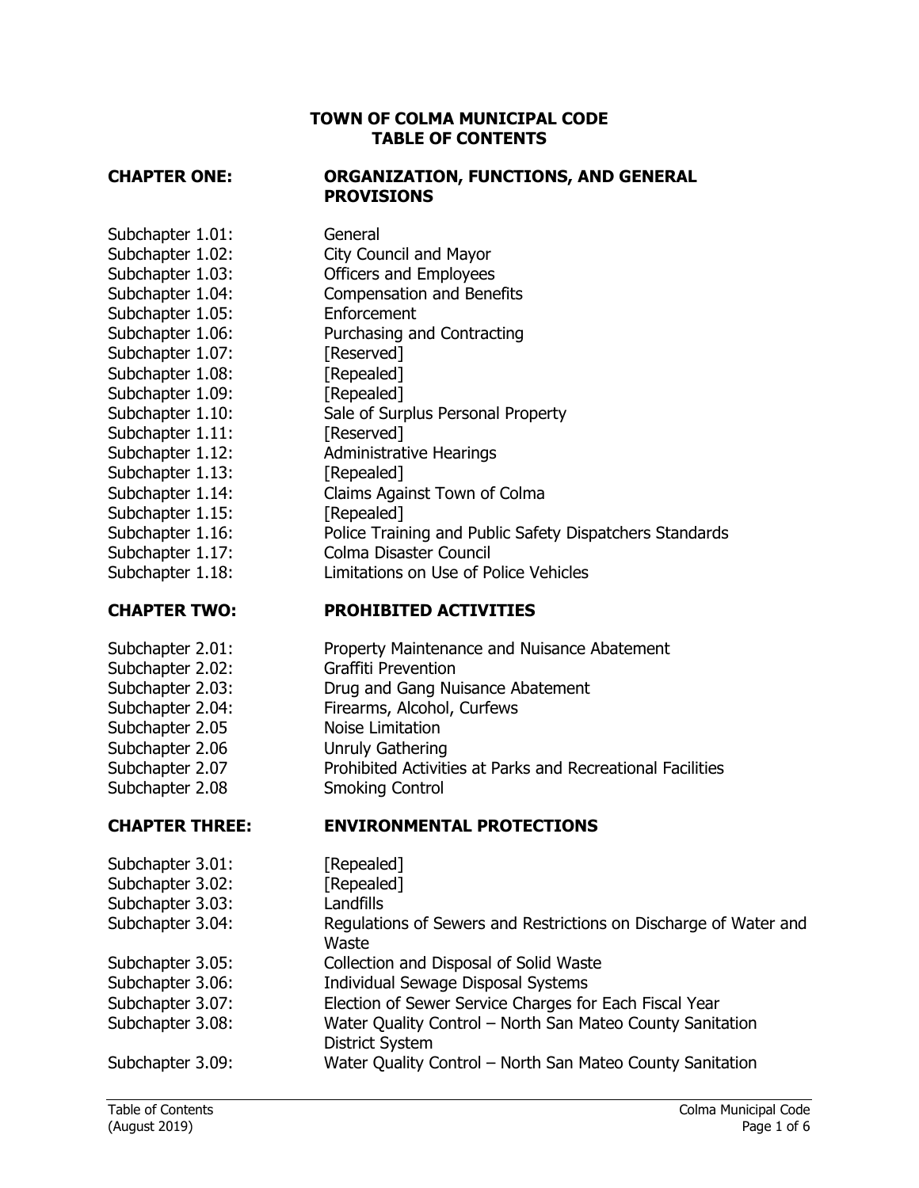# TOWN OF COLMA MUNICIPAL CODE
# TABLE OF CONTENTS

## CHAPTER ONE: ORGANIZATION, FUNCTIONS, AND GENERAL PROVISIONS

| | |
|---|---|
| Subchapter 1.01: | General |
| Subchapter 1.02: | City Council and Mayor |
| Subchapter 1.03: | Officers and Employees |
| Subchapter 1.04: | Compensation and Benefits |
| Subchapter 1.05: | Enforcement |
| Subchapter 1.06: | Purchasing and Contracting |
| Subchapter 1.07: | [Reserved] |
| Subchapter 1.08: | [Repealed] |
| Subchapter 1.09: | [Repealed] |
| Subchapter 1.10: | Sale of Surplus Personal Property |
| Subchapter 1.11: | [Reserved] |
| Subchapter 1.12: | Administrative Hearings |
| Subchapter 1.13: | [Repealed] |
| Subchapter 1.14: | Claims Against Town of Colma |
| Subchapter 1.15: | [Repealed] |
| Subchapter 1.16: | Police Training and Public Safety Dispatchers Standards |
| Subchapter 1.17: | Colma Disaster Council |
| Subchapter 1.18: | Limitations on Use of Police Vehicles |

## CHAPTER TWO: PROHIBITED ACTIVITIES

| | |
|---|---|
| Subchapter 2.01: | Property Maintenance and Nuisance Abatement |
| Subchapter 2.02: | Graffiti Prevention |
| Subchapter 2.03: | Drug and Gang Nuisance Abatement |
| Subchapter 2.04: | Firearms, Alcohol, Curfews |
| Subchapter 2.05 | Noise Limitation |
| Subchapter 2.06 | Unruly Gathering |
| Subchapter 2.07 | Prohibited Activities at Parks and Recreational Facilities |
| Subchapter 2.08 | Smoking Control |

## CHAPTER THREE: ENVIRONMENTAL PROTECTIONS

| | |
|---|---|
| Subchapter 3.01: | [Repealed] |
| Subchapter 3.02: | [Repealed] |
| Subchapter 3.03: | Landfills |
| Subchapter 3.04: | Regulations of Sewers and Restrictions on Discharge of Water and Waste |
| Subchapter 3.05: | Collection and Disposal of Solid Waste |
| Subchapter 3.06: | Individual Sewage Disposal Systems |
| Subchapter 3.07: | Election of Sewer Service Charges for Each Fiscal Year |
| Subchapter 3.08: | Water Quality Control – North San Mateo County Sanitation District System |
| Subchapter 3.09: | Water Quality Control – North San Mateo County Sanitation |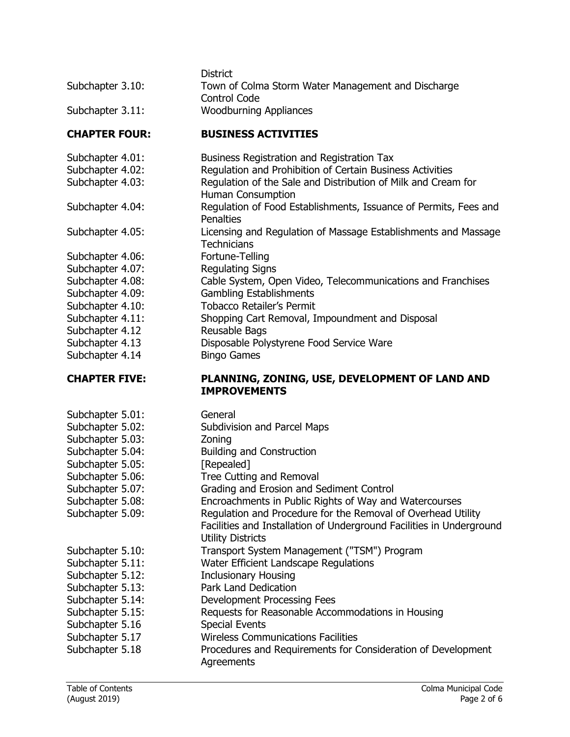| | |
|---|---|
| | District |
| Subchapter 3.10: | Town of Colma Storm Water Management and Discharge Control Code |
| Subchapter 3.11: | Woodburning Appliances |

## CHAPTER FOUR: BUSINESS ACTIVITIES

| | |
|---|---|
| Subchapter 4.01: | Business Registration and Registration Tax |
| Subchapter 4.02: | Regulation and Prohibition of Certain Business Activities |
| Subchapter 4.03: | Regulation of the Sale and Distribution of Milk and Cream for Human Consumption |
| Subchapter 4.04: | Regulation of Food Establishments, Issuance of Permits, Fees and Penalties |
| Subchapter 4.05: | Licensing and Regulation of Massage Establishments and Massage Technicians |
| Subchapter 4.06: | Fortune-Telling |
| Subchapter 4.07: | Regulating Signs |
| Subchapter 4.08: | Cable System, Open Video, Telecommunications and Franchises |
| Subchapter 4.09: | Gambling Establishments |
| Subchapter 4.10: | Tobacco Retailer's Permit |
| Subchapter 4.11: | Shopping Cart Removal, Impoundment and Disposal |
| Subchapter 4.12 | Reusable Bags |
| Subchapter 4.13 | Disposable Polystyrene Food Service Ware |
| Subchapter 4.14 | Bingo Games |

## CHAPTER FIVE: PLANNING, ZONING, USE, DEVELOPMENT OF LAND AND IMPROVEMENTS

| | |
|---|---|
| Subchapter 5.01: | General |
| Subchapter 5.02: | Subdivision and Parcel Maps |
| Subchapter 5.03: | Zoning |
| Subchapter 5.04: | Building and Construction |
| Subchapter 5.05: | [Repealed] |
| Subchapter 5.06: | Tree Cutting and Removal |
| Subchapter 5.07: | Grading and Erosion and Sediment Control |
| Subchapter 5.08: | Encroachments in Public Rights of Way and Watercourses |
| Subchapter 5.09: | Regulation and Procedure for the Removal of Overhead Utility Facilities and Installation of Underground Facilities in Underground Utility Districts |
| Subchapter 5.10: | Transport System Management ("TSM") Program |
| Subchapter 5.11: | Water Efficient Landscape Regulations |
| Subchapter 5.12: | Inclusionary Housing |
| Subchapter 5.13: | Park Land Dedication |
| Subchapter 5.14: | Development Processing Fees |
| Subchapter 5.15: | Requests for Reasonable Accommodations in Housing |
| Subchapter 5.16 | Special Events |
| Subchapter 5.17 | Wireless Communications Facilities |
| Subchapter 5.18 | Procedures and Requirements for Consideration of Development Agreements |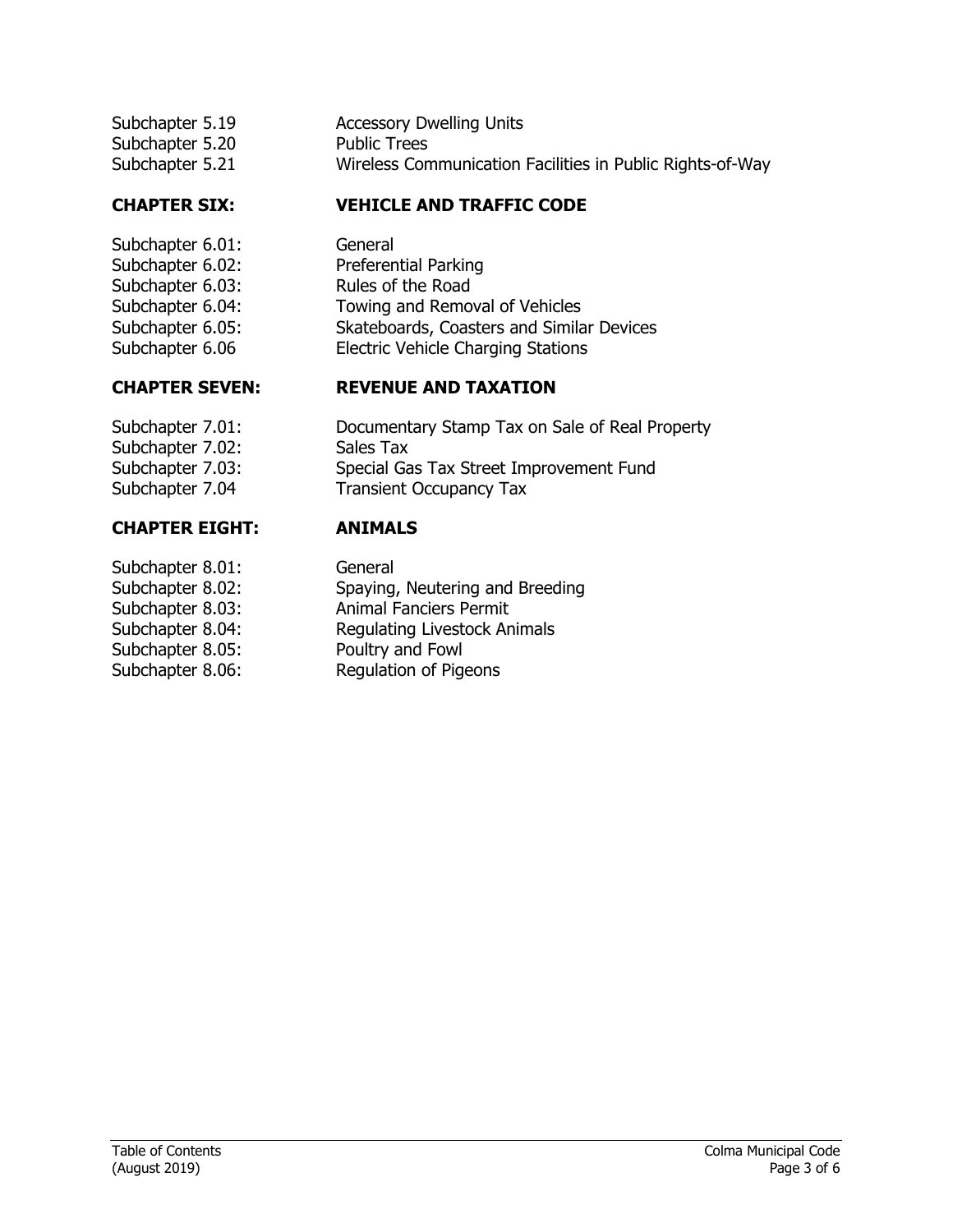Subchapter 5.19 Accessory Dwelling Units
Subchapter 5.20 Public Trees
Subchapter 5.21 Wireless Communication Facilities in Public Rights-of-Way

## CHAPTER SIX: VEHICLE AND TRAFFIC CODE

Subchapter 6.01: General
Subchapter 6.02: Preferential Parking
Subchapter 6.03: Rules of the Road
Subchapter 6.04: Towing and Removal of Vehicles
Subchapter 6.05: Skateboards, Coasters and Similar Devices
Subchapter 6.06 Electric Vehicle Charging Stations

## CHAPTER SEVEN: REVENUE AND TAXATION

Subchapter 7.01: Documentary Stamp Tax on Sale of Real Property
Subchapter 7.02: Sales Tax
Subchapter 7.03: Special Gas Tax Street Improvement Fund
Subchapter 7.04 Transient Occupancy Tax

## CHAPTER EIGHT: ANIMALS

Subchapter 8.01: General
Subchapter 8.02: Spaying, Neutering and Breeding
Subchapter 8.03: Animal Fanciers Permit
Subchapter 8.04: Regulating Livestock Animals
Subchapter 8.05: Poultry and Fowl
Subchapter 8.06: Regulation of Pigeons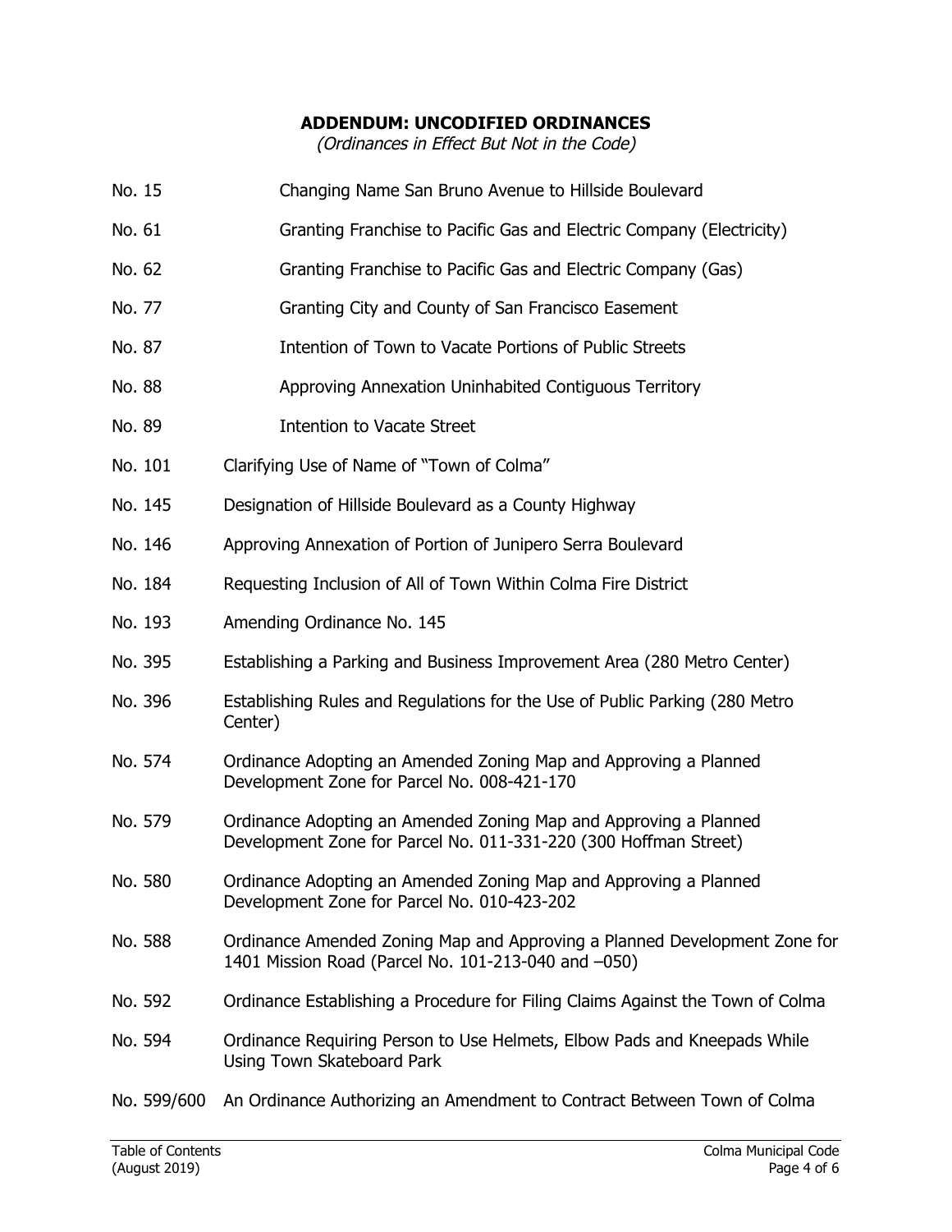**ADDENDUM: UNCODIFIED ORDINANCES**

*(Ordinances in Effect But Not in the Code)*

| | |
|---|---|
| No. 15 | Changing Name San Bruno Avenue to Hillside Boulevard |
| No. 61 | Granting Franchise to Pacific Gas and Electric Company (Electricity) |
| No. 62 | Granting Franchise to Pacific Gas and Electric Company (Gas) |
| No. 77 | Granting City and County of San Francisco Easement |
| No. 87 | Intention of Town to Vacate Portions of Public Streets |
| No. 88 | Approving Annexation Uninhabited Contiguous Territory |
| No. 89 | Intention to Vacate Street |
| No. 101 | Clarifying Use of Name of "Town of Colma" |
| No. 145 | Designation of Hillside Boulevard as a County Highway |
| No. 146 | Approving Annexation of Portion of Junipero Serra Boulevard |
| No. 184 | Requesting Inclusion of All of Town Within Colma Fire District |
| No. 193 | Amending Ordinance No. 145 |
| No. 395 | Establishing a Parking and Business Improvement Area (280 Metro Center) |
| No. 396 | Establishing Rules and Regulations for the Use of Public Parking (280 Metro Center) |
| No. 574 | Ordinance Adopting an Amended Zoning Map and Approving a Planned Development Zone for Parcel No. 008-421-170 |
| No. 579 | Ordinance Adopting an Amended Zoning Map and Approving a Planned Development Zone for Parcel No. 011-331-220 (300 Hoffman Street) |
| No. 580 | Ordinance Adopting an Amended Zoning Map and Approving a Planned Development Zone for Parcel No. 010-423-202 |
| No. 588 | Ordinance Amended Zoning Map and Approving a Planned Development Zone for 1401 Mission Road (Parcel No. 101-213-040 and –050) |
| No. 592 | Ordinance Establishing a Procedure for Filing Claims Against the Town of Colma |
| No. 594 | Ordinance Requiring Person to Use Helmets, Elbow Pads and Kneepads While Using Town Skateboard Park |
| No. 599/600 | An Ordinance Authorizing an Amendment to Contract Between Town of Colma |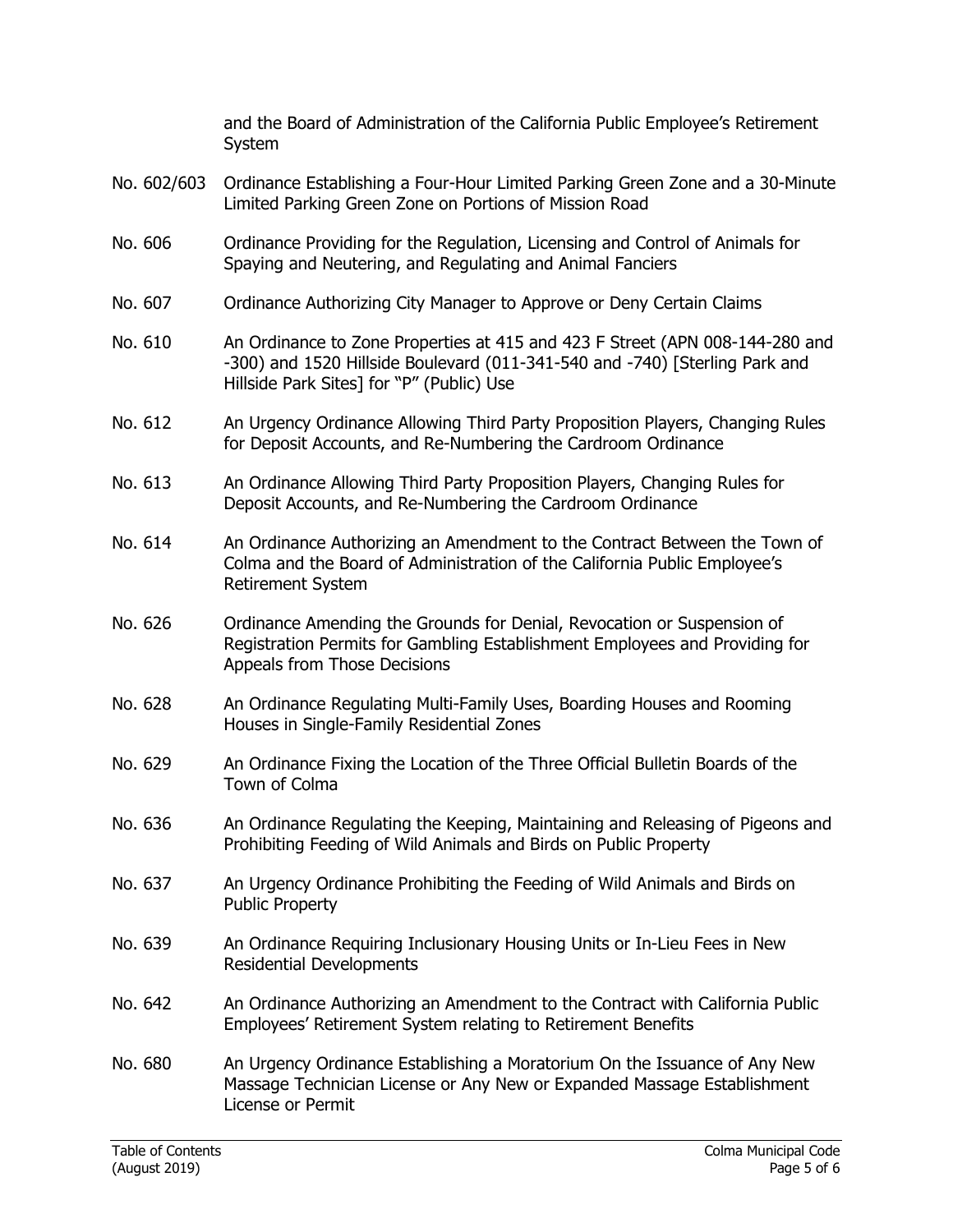and the Board of Administration of the California Public Employee's Retirement System

| | |
|---|---|
| No. 602/603 | Ordinance Establishing a Four-Hour Limited Parking Green Zone and a 30-Minute Limited Parking Green Zone on Portions of Mission Road |
| No. 606 | Ordinance Providing for the Regulation, Licensing and Control of Animals for Spaying and Neutering, and Regulating and Animal Fanciers |
| No. 607 | Ordinance Authorizing City Manager to Approve or Deny Certain Claims |
| No. 610 | An Ordinance to Zone Properties at 415 and 423 F Street (APN 008-144-280 and -300) and 1520 Hillside Boulevard (011-341-540 and -740) [Sterling Park and Hillside Park Sites] for "P" (Public) Use |
| No. 612 | An Urgency Ordinance Allowing Third Party Proposition Players, Changing Rules for Deposit Accounts, and Re-Numbering the Cardroom Ordinance |
| No. 613 | An Ordinance Allowing Third Party Proposition Players, Changing Rules for Deposit Accounts, and Re-Numbering the Cardroom Ordinance |
| No. 614 | An Ordinance Authorizing an Amendment to the Contract Between the Town of Colma and the Board of Administration of the California Public Employee's Retirement System |
| No. 626 | Ordinance Amending the Grounds for Denial, Revocation or Suspension of Registration Permits for Gambling Establishment Employees and Providing for Appeals from Those Decisions |
| No. 628 | An Ordinance Regulating Multi-Family Uses, Boarding Houses and Rooming Houses in Single-Family Residential Zones |
| No. 629 | An Ordinance Fixing the Location of the Three Official Bulletin Boards of the Town of Colma |
| No. 636 | An Ordinance Regulating the Keeping, Maintaining and Releasing of Pigeons and Prohibiting Feeding of Wild Animals and Birds on Public Property |
| No. 637 | An Urgency Ordinance Prohibiting the Feeding of Wild Animals and Birds on Public Property |
| No. 639 | An Ordinance Requiring Inclusionary Housing Units or In-Lieu Fees in New Residential Developments |
| No. 642 | An Ordinance Authorizing an Amendment to the Contract with California Public Employees' Retirement System relating to Retirement Benefits |
| No. 680 | An Urgency Ordinance Establishing a Moratorium On the Issuance of Any New Massage Technician License or Any New or Expanded Massage Establishment License or Permit |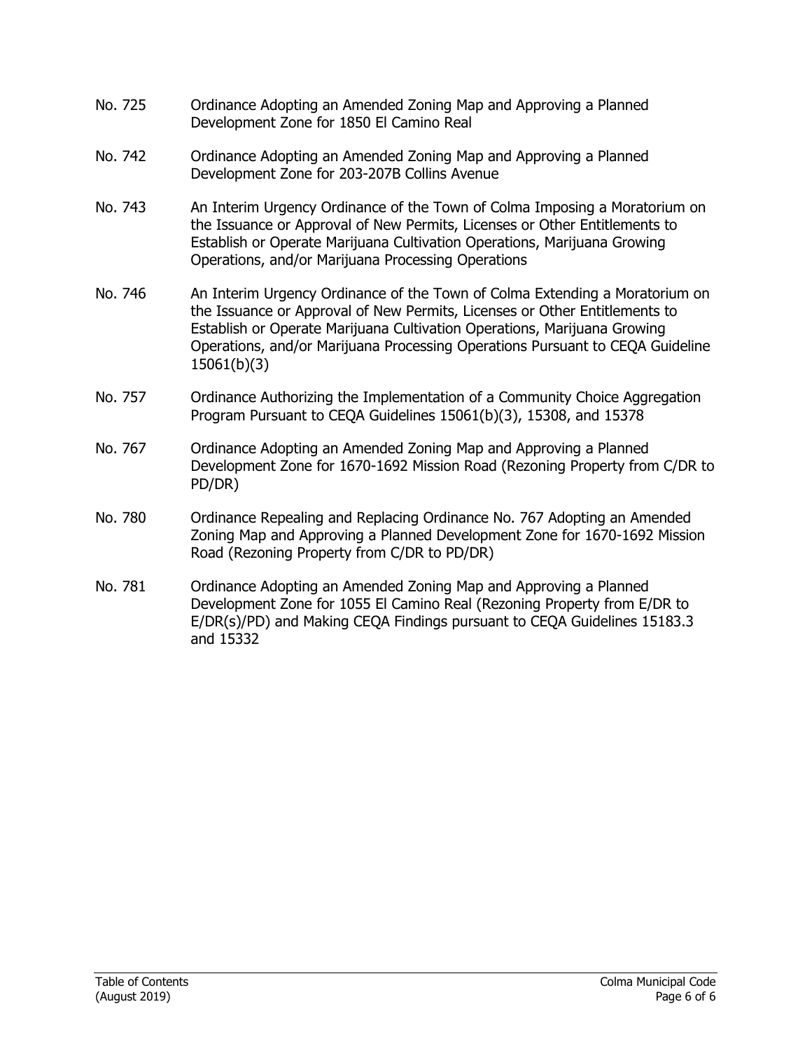No. 725 Ordinance Adopting an Amended Zoning Map and Approving a Planned Development Zone for 1850 El Camino Real

No. 742 Ordinance Adopting an Amended Zoning Map and Approving a Planned Development Zone for 203-207B Collins Avenue

No. 743 An Interim Urgency Ordinance of the Town of Colma Imposing a Moratorium on the Issuance or Approval of New Permits, Licenses or Other Entitlements to Establish or Operate Marijuana Cultivation Operations, Marijuana Growing Operations, and/or Marijuana Processing Operations

No. 746 An Interim Urgency Ordinance of the Town of Colma Extending a Moratorium on the Issuance or Approval of New Permits, Licenses or Other Entitlements to Establish or Operate Marijuana Cultivation Operations, Marijuana Growing Operations, and/or Marijuana Processing Operations Pursuant to CEQA Guideline 15061(b)(3)

No. 757 Ordinance Authorizing the Implementation of a Community Choice Aggregation Program Pursuant to CEQA Guidelines 15061(b)(3), 15308, and 15378

No. 767 Ordinance Adopting an Amended Zoning Map and Approving a Planned Development Zone for 1670-1692 Mission Road (Rezoning Property from C/DR to PD/DR)

No. 780 Ordinance Repealing and Replacing Ordinance No. 767 Adopting an Amended Zoning Map and Approving a Planned Development Zone for 1670-1692 Mission Road (Rezoning Property from C/DR to PD/DR)

No. 781 Ordinance Adopting an Amended Zoning Map and Approving a Planned Development Zone for 1055 El Camino Real (Rezoning Property from E/DR to E/DR(s)/PD) and Making CEQA Findings pursuant to CEQA Guidelines 15183.3 and 15332